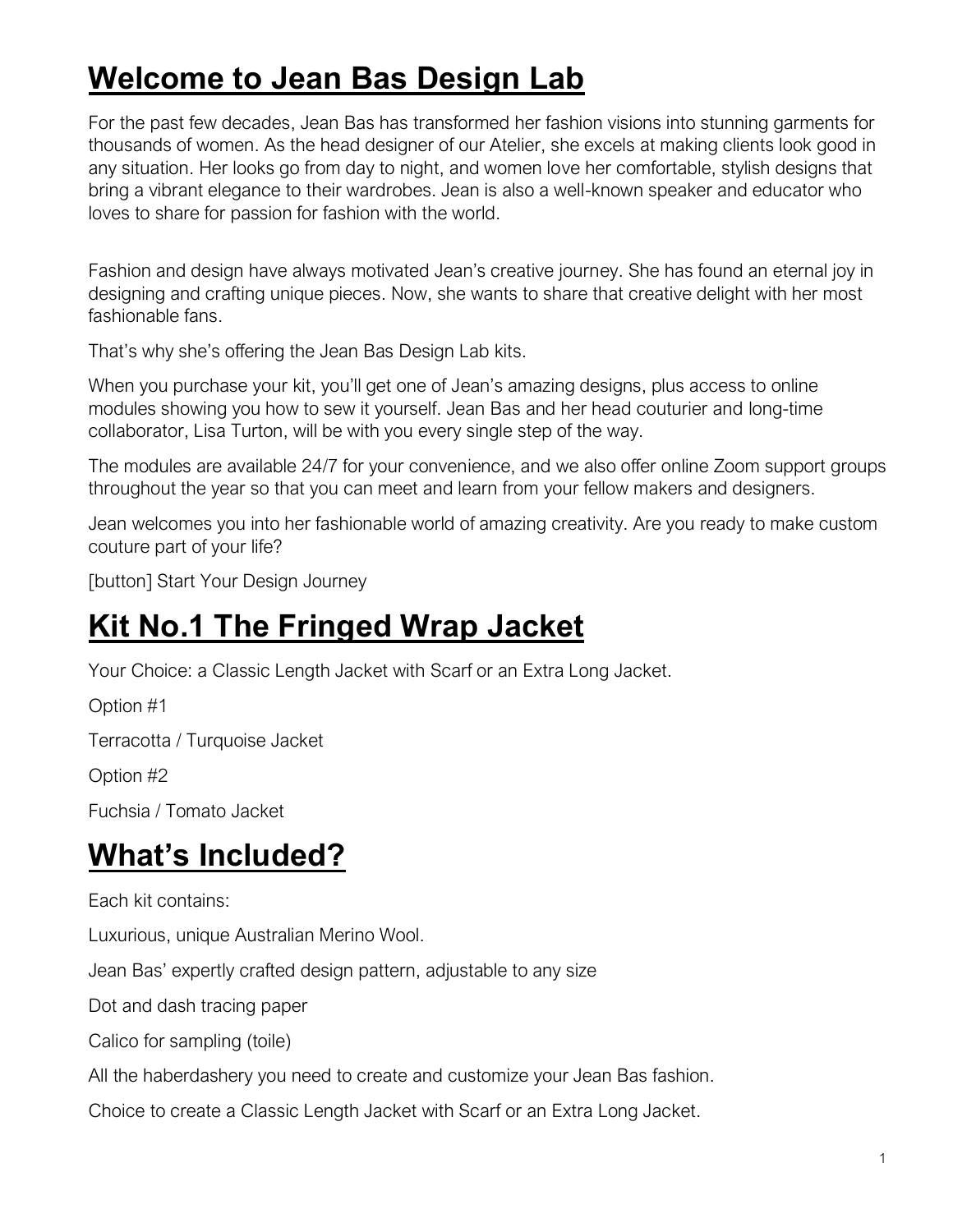# Welcome to Jean Bas Design Lab

For the past few decades, Jean Bas has transformed her fashion visions into stunning garments for thousands of women. As the head designer of our Atelier, she excels at making clients look good in any situation. Her looks go from day to night, and women love her comfortable, stylish designs that bring a vibrant elegance to their wardrobes. Jean is also a well-known speaker and educator who loves to share for passion for fashion with the world.

Fashion and design have always motivated Jean's creative journey. She has found an eternal joy in designing and crafting unique pieces. Now, she wants to share that creative delight with her most fashionable fans.

That's why she's offering the Jean Bas Design Lab kits.

When you purchase your kit, you'll get one of Jean's amazing designs, plus access to online modules showing you how to sew it yourself. Jean Bas and her head couturier and long-time collaborator, Lisa Turton, will be with you every single step of the way.

The modules are available 24/7 for your convenience, and we also offer online Zoom support groups throughout the year so that you can meet and learn from your fellow makers and designers.

Jean welcomes you into her fashionable world of amazing creativity. Are you ready to make custom couture part of your life?

[button] Start Your Design Journey

# Kit No.1 The Fringed Wrap Jacket

Your Choice: a Classic Length Jacket with Scarf or an Extra Long Jacket.

Option #1

Terracotta / Turquoise Jacket

Option #2

Fuchsia / Tomato Jacket

# What's Included?

Each kit contains:

Luxurious, unique Australian Merino Wool.

Jean Bas' expertly crafted design pattern, adjustable to any size

Dot and dash tracing paper

Calico for sampling (toile)

All the haberdashery you need to create and customize your Jean Bas fashion.

Choice to create a Classic Length Jacket with Scarf or an Extra Long Jacket.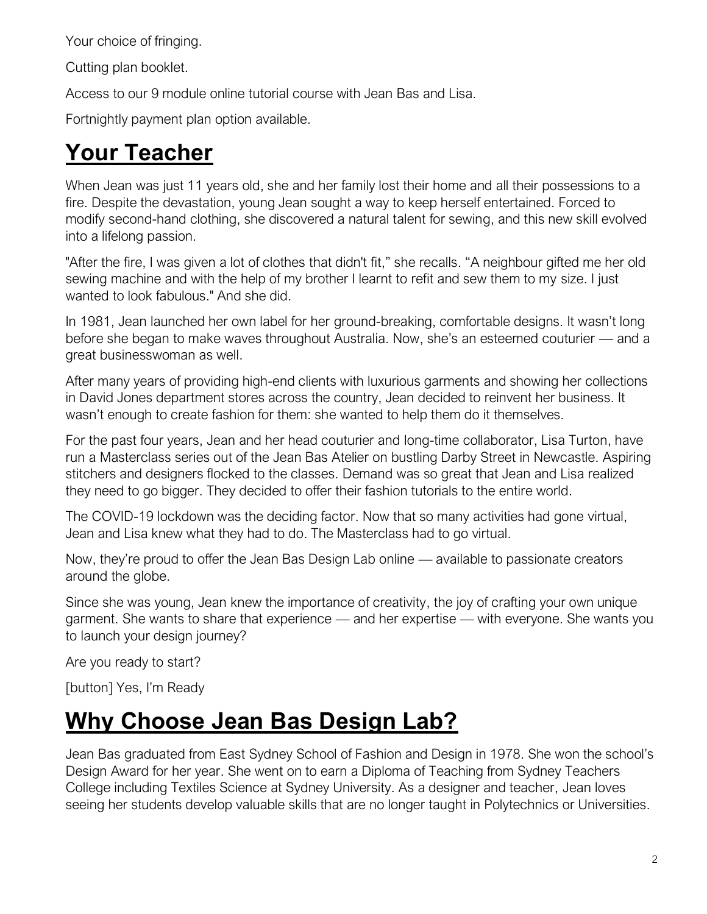Your choice of fringing.

Cutting plan booklet.

Access to our 9 module online tutorial course with Jean Bas and Lisa.

Fortnightly payment plan option available.

## Your Teacher

When Jean was just 11 years old, she and her family lost their home and all their possessions to a fire. Despite the devastation, young Jean sought a way to keep herself entertained. Forced to modify second-hand clothing, she discovered a natural talent for sewing, and this new skill evolved into a lifelong passion.

"After the fire, I was given a lot of clothes that didn't fit," she recalls. "A neighbour gifted me her old sewing machine and with the help of my brother I learnt to refit and sew them to my size. I just wanted to look fabulous." And she did.

In 1981, Jean launched her own label for her ground-breaking, comfortable designs. It wasn't long before she began to make waves throughout Australia. Now, she's an esteemed couturier — and a great businesswoman as well.

After many years of providing high-end clients with luxurious garments and showing her collections in David Jones department stores across the country, Jean decided to reinvent her business. It wasn't enough to create fashion for them: she wanted to help them do it themselves.

For the past four years, Jean and her head couturier and long-time collaborator, Lisa Turton, have run a Masterclass series out of the Jean Bas Atelier on bustling Darby Street in Newcastle. Aspiring stitchers and designers flocked to the classes. Demand was so great that Jean and Lisa realized they need to go bigger. They decided to offer their fashion tutorials to the entire world.

The COVID-19 lockdown was the deciding factor. Now that so many activities had gone virtual, Jean and Lisa knew what they had to do. The Masterclass had to go virtual.

Now, they're proud to offer the Jean Bas Design Lab online — available to passionate creators around the globe.

Since she was young, Jean knew the importance of creativity, the joy of crafting your own unique garment. She wants to share that experience — and her expertise — with everyone. She wants you to launch your design journey?

Are you ready to start?

[button] Yes, I'm Ready

## Why Choose Jean Bas Design Lab?

Jean Bas graduated from East Sydney School of Fashion and Design in 1978. She won the school's Design Award for her year. She went on to earn a Diploma of Teaching from Sydney Teachers College including Textiles Science at Sydney University. As a designer and teacher, Jean loves seeing her students develop valuable skills that are no longer taught in Polytechnics or Universities.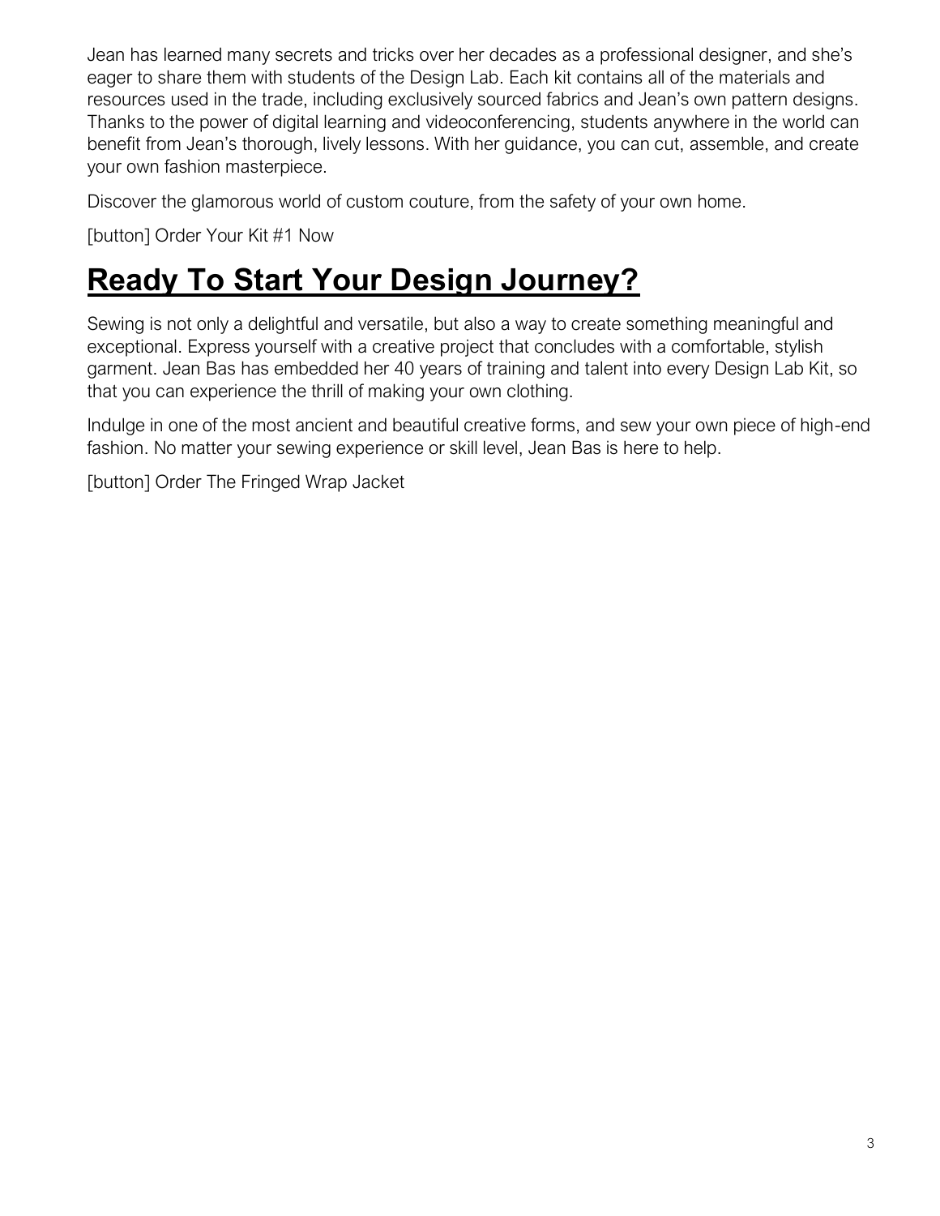Jean has learned many secrets and tricks over her decades as a professional designer, and she's eager to share them with students of the Design Lab. Each kit contains all of the materials and resources used in the trade, including exclusively sourced fabrics and Jean's own pattern designs. Thanks to the power of digital learning and videoconferencing, students anywhere in the world can benefit from Jean's thorough, lively lessons. With her guidance, you can cut, assemble, and create your own fashion masterpiece.

Discover the glamorous world of custom couture, from the safety of your own home.

[button] Order Your Kit #1 Now

# Ready To Start Your Design Journey?

Sewing is not only a delightful and versatile, but also a way to create something meaningful and exceptional. Express yourself with a creative project that concludes with a comfortable, stylish garment. Jean Bas has embedded her 40 years of training and talent into every Design Lab Kit, so that you can experience the thrill of making your own clothing.

Indulge in one of the most ancient and beautiful creative forms, and sew your own piece of high-end fashion. No matter your sewing experience or skill level, Jean Bas is here to help.

[button] Order The Fringed Wrap Jacket